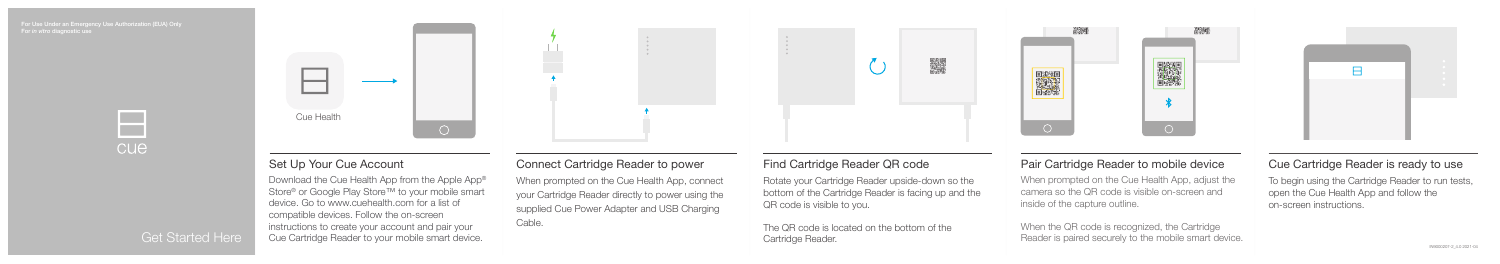For Use Under an Emergency Use Authorization (EUA) Only
For in vitro diagnostic use

cue

Get Started Here

Cue Health

## Set Up Your Cue Account

Download the Cue Health App from the Apple App® Store® or Google Play Store™ to your mobile smart device. Go to www.cuehealth.com for a list of compatible devices. Follow the on-screen instructions to create your account and pair your Cue Cartridge Reader to your mobile smart device.

## Connect Cartridge Reader to power

When prompted on the Cue Health App, connect your Cartridge Reader directly to power using the supplied Cue Power Adapter and USB Charging Cable.

## Find Cartridge Reader QR code

Rotate your Cartridge Reader upside-down so the bottom of the Cartridge Reader is facing up and the QR code is visible to you.

The QR code is located on the bottom of the Cartridge Reader.

## Pair Cartridge Reader to mobile device

When prompted on the Cue Health App, adjust the camera so the QR code is visible on-screen and inside of the capture outline.

When the QR code is recognized, the Cartridge Reader is paired securely to the mobile smart device.

## Cue Cartridge Reader is ready to use

To begin using the Cartridge Reader to run tests, open the Cue Health App and follow the on-screen instructions.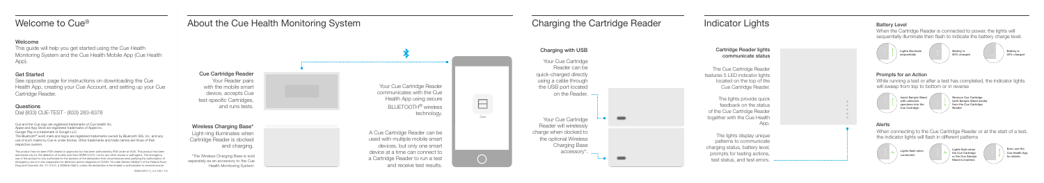# Welcome to Cue®

### Welcome

This guide will help you get started using the Cue Health Monitoring System and the Cue Health Mobile App (Cue Health App).

### Get Started

See opposite page for instructions on downloading the Cue Health App, creating your Cue Account, and setting up your Cue Cartridge Reader.

### Questions

Dial (833) CUE-TEST · (833) 283-8378

Cue and the Cue logo are registered trademarks of Cue Health Inc.
Apple and App Store are registered trademarks of Apple Inc.
Google Play is a trademark of Google LLC.
The Bluetooth® word mark and logos are registered trademarks owned by Bluetooth SIG, Inc. and any use of such marks by Cue is under license. Other trademarks and trade names are those of their respective owners.

This product has not been FDA cleared or approved; but has been authorized by FDA under an EUA. This product has been authorized only for the detection of nucleic acid from SARS-CoV-2, not for any other viruses or pathogens. The emergency use of this product is only authorized for the duration of the declaration that circumstances exist justifying the authorization of emergency use of in vitro diagnostics for detection and/or diagnosis of COVID-19 under Section 564(b)(1) of the Federal Food, Drug and Cosmetic Act, 21 U.S.C. § 360bbb-3(b)(1), unless the declaration is terminated or authorization is revoked sooner.

# About the Cue Health Monitoring System

### Cue Cartridge Reader

Your Reader pairs with the mobile smart device, accepts Cue test-specific Cartridges, and runs tests.

Your Cue Cartridge Reader communicates with the Cue Health App using secure BLUETOOTH® wireless technology.

### Wireless Charging Base*

Light-ring illuminates when Cartridge Reader is docked and charging.

*The Wireless Charging Base is sold separately as an accessory to the Cue Health Monitoring System.

A Cue Cartridge Reader can be used with multiple mobile smart devices, but only one smart device at a time can connect to a Cartridge Reader to run a test and receive test results.

Cart

# Charging the Cartridge Reader

### Charging with USB

Your Cue Cartridge Reader can be quick-charged directly using a cable through the USB port located on the Reader.

Your Cue Cartridge Reader will wirelessly charge when docked to the optional Wireless Charging Base accessory*.

# Indicator Lights

### Cartridge Reader lights communicate status

The Cue Cartridge Reader features 5 LED indicator lights located on the top of the Cue Cartridge Reader.

The lights provide quick feedback on the status of the Cue Cartridge Reader together with the Cue Health App.

The lights display unique patterns to communicate charging status, battery level, prompts for testing actions, test status, and test errors.

### Battery Level

When the Cartridge Reader is connected to power, the lights will sequentially illuminate then flash to indicate the battery charge level.

Lights illuminate sequentially

Battery is 60% charged

Battery is 20% charged

### Prompts for an Action

While running a test or after a test has completed, the indicator lights will sweep from top to bottom or in reverse

Insert Sample Wand with collected specimen into the Cue Cartridge

Remove Cue Cartridge (with Sample Wand inside) from the Cue Cartridge Reader

### Alerts

When connecting to the Cue Cartridge Reader or at the start of a test, the indicator lights will flash in different patterns

Lights flash when connected

Lights flash when the Cue Cartridge or the Cue Sample Wand is inserted.

Error, see the Cue Health App for details